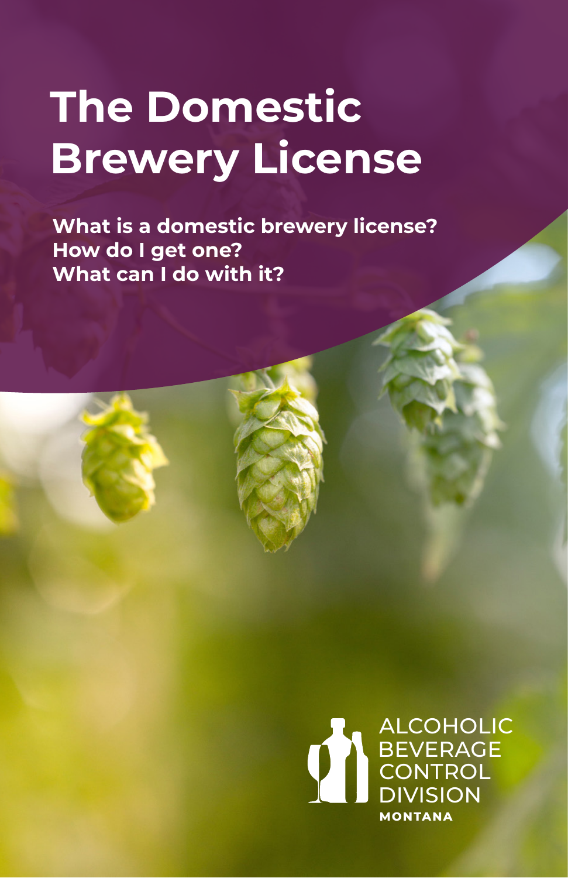# The Domestic Brewery License

**What is a domestic brewery license?**
**How do I get one?**
**What can I do with it?**

ALCOHOLIC BEVERAGE CONTROL DIVISION
**MONTANA**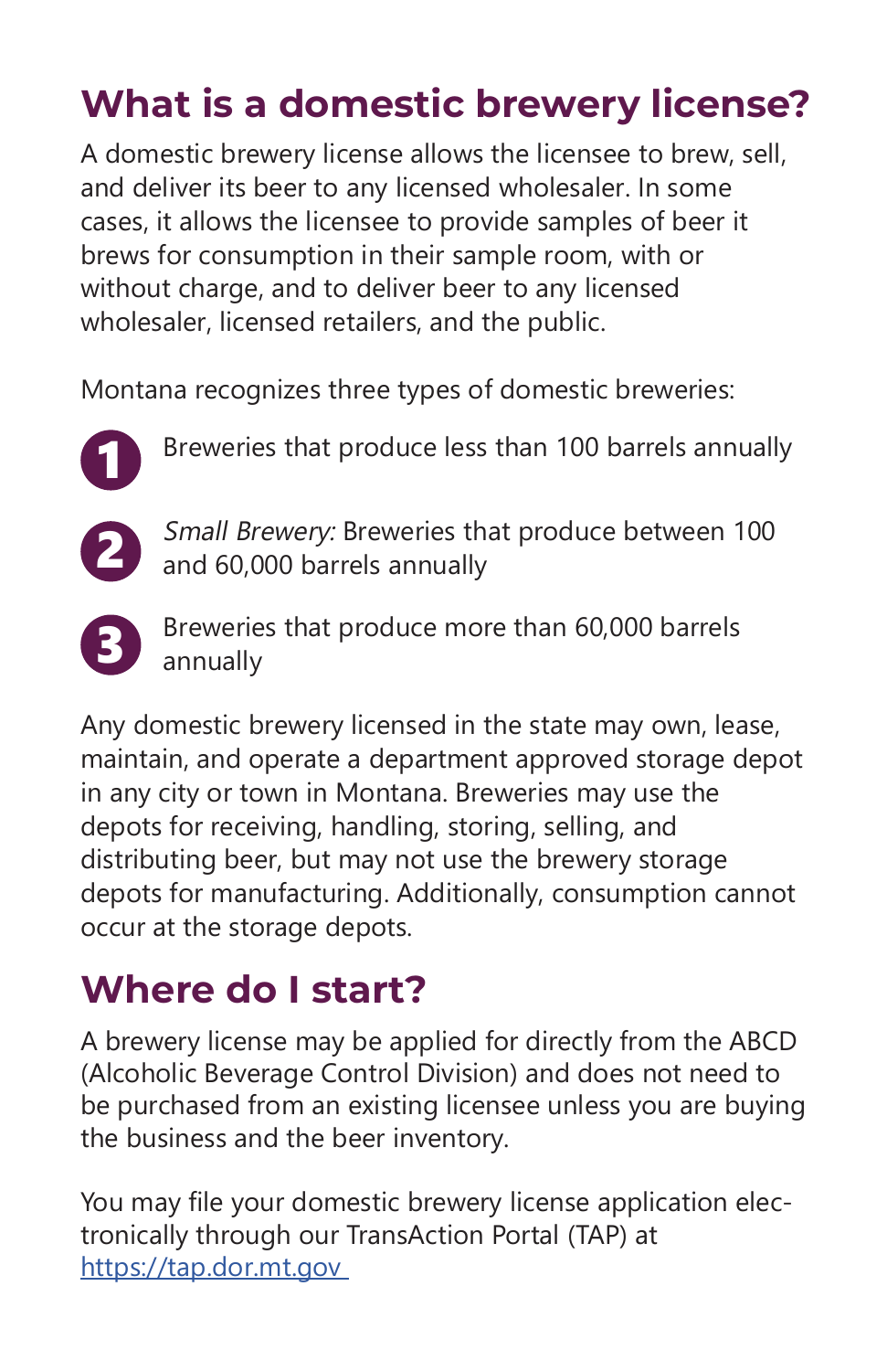# What is a domestic brewery license?

A domestic brewery license allows the licensee to brew, sell, and deliver its beer to any licensed wholesaler. In some cases, it allows the licensee to provide samples of beer it brews for consumption in their sample room, with or without charge, and to deliver beer to any licensed wholesaler, licensed retailers, and the public.

Montana recognizes three types of domestic breweries:

1. Breweries that produce less than 100 barrels annually
2. *Small Brewery:* Breweries that produce between 100 and 60,000 barrels annually
3. Breweries that produce more than 60,000 barrels annually

Any domestic brewery licensed in the state may own, lease, maintain, and operate a department approved storage depot in any city or town in Montana. Breweries may use the depots for receiving, handling, storing, selling, and distributing beer, but may not use the brewery storage depots for manufacturing. Additionally, consumption cannot occur at the storage depots.

# Where do I start?

A brewery license may be applied for directly from the ABCD (Alcoholic Beverage Control Division) and does not need to be purchased from an existing licensee unless you are buying the business and the beer inventory.

You may file your domestic brewery license application electronically through our TransAction Portal (TAP) at [https://tap.dor.mt.gov](https://tap.dor.mt.gov)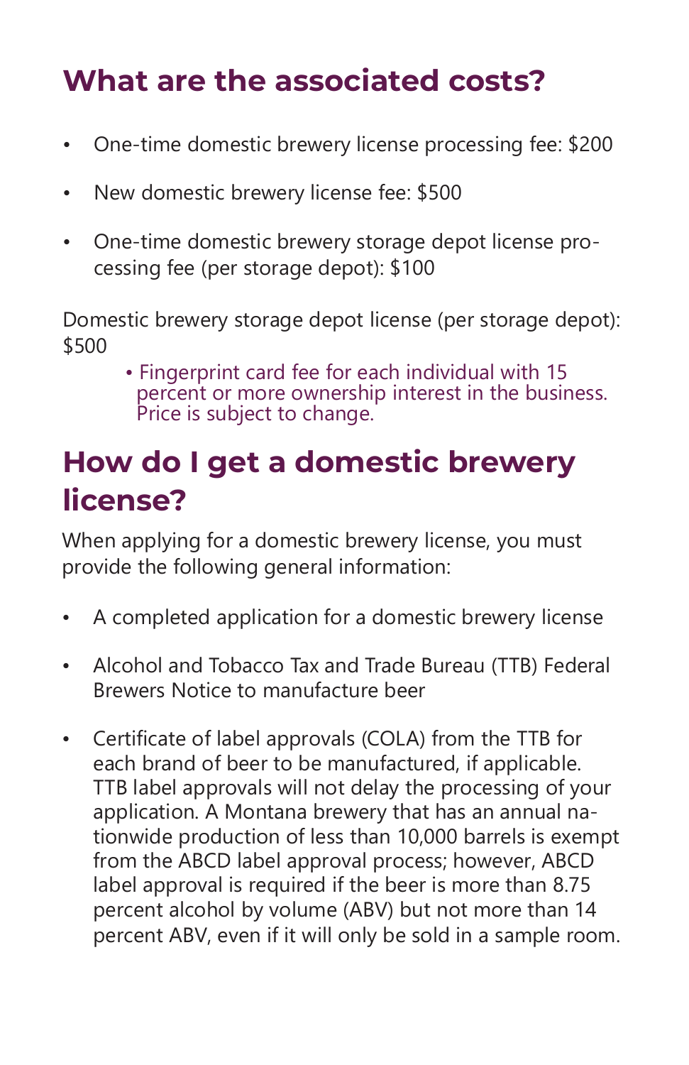## What are the associated costs?

- One-time domestic brewery license processing fee: $200
- New domestic brewery license fee: $500
- One-time domestic brewery storage depot license processing fee (per storage depot): $100

Domestic brewery storage depot license (per storage depot): $500

- Fingerprint card fee for each individual with 15 percent or more ownership interest in the business. Price is subject to change.

## How do I get a domestic brewery license?

When applying for a domestic brewery license, you must provide the following general information:

- A completed application for a domestic brewery license
- Alcohol and Tobacco Tax and Trade Bureau (TTB) Federal Brewers Notice to manufacture beer
- Certificate of label approvals (COLA) from the TTB for each brand of beer to be manufactured, if applicable. TTB label approvals will not delay the processing of your application. A Montana brewery that has an annual nationwide production of less than 10,000 barrels is exempt from the ABCD label approval process; however, ABCD label approval is required if the beer is more than 8.75 percent alcohol by volume (ABV) but not more than 14 percent ABV, even if it will only be sold in a sample room.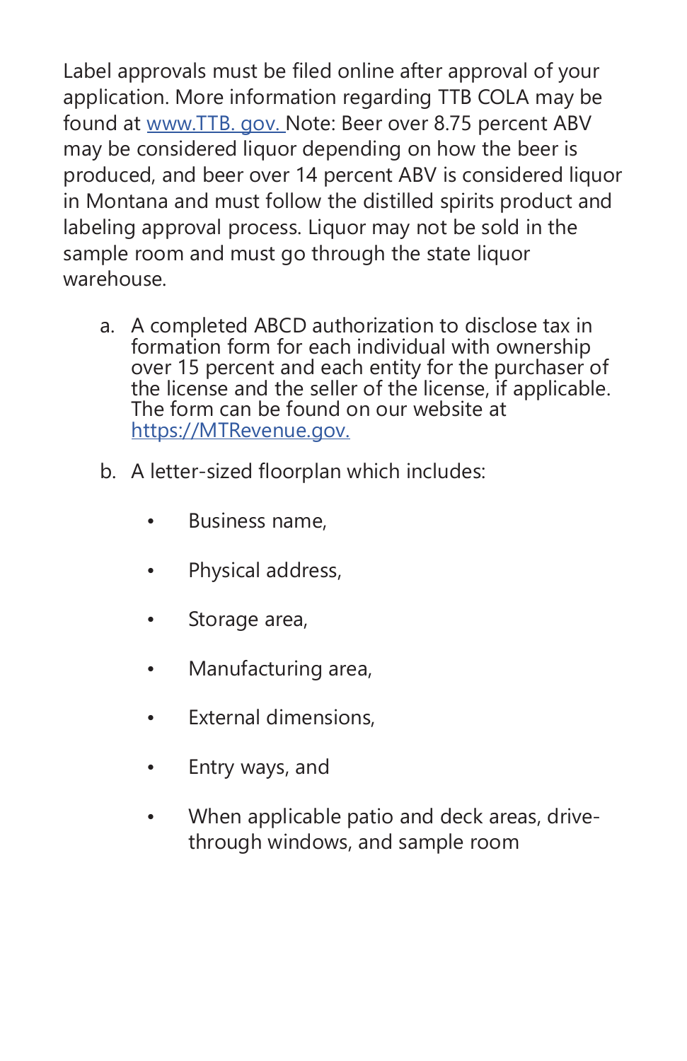Label approvals must be filed online after approval of your application. More information regarding TTB COLA may be found at [www.TTB. gov.](http://www.TTB.gov) Note: Beer over 8.75 percent ABV may be considered liquor depending on how the beer is produced, and beer over 14 percent ABV is considered liquor in Montana and must follow the distilled spirits product and labeling approval process. Liquor may not be sold in the sample room and must go through the state liquor warehouse.

a. A completed ABCD authorization to disclose tax in formation form for each individual with ownership over 15 percent and each entity for the purchaser of the license and the seller of the license, if applicable. The form can be found on our website at [https://MTRevenue.gov.](https://MTRevenue.gov)

b. A letter-sized floorplan which includes:

- Business name,
- Physical address,
- Storage area,
- Manufacturing area,
- External dimensions,
- Entry ways, and
- When applicable patio and deck areas, drive-through windows, and sample room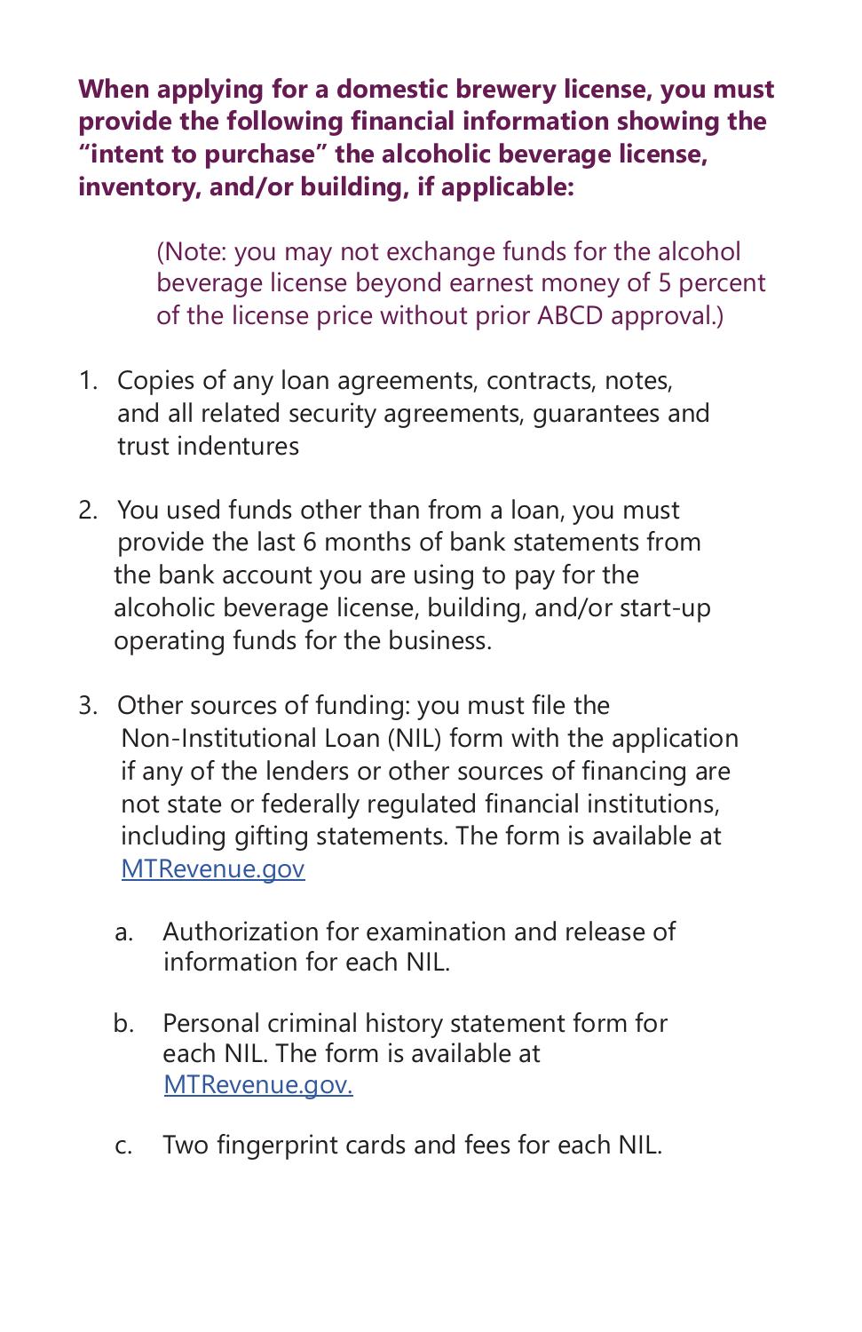**When applying for a domestic brewery license, you must provide the following financial information showing the "intent to purchase" the alcoholic beverage license, inventory, and/or building, if applicable:**

> (Note: you may not exchange funds for the alcohol beverage license beyond earnest money of 5 percent of the license price without prior ABCD approval.)

1. Copies of any loan agreements, contracts, notes, and all related security agreements, guarantees and trust indentures
2. You used funds other than from a loan, you must provide the last 6 months of bank statements from the bank account you are using to pay for the alcoholic beverage license, building, and/or start-up operating funds for the business.
3. Other sources of funding: you must file the Non-Institutional Loan (NIL) form with the application if any of the lenders or other sources of financing are not state or federally regulated financial institutions, including gifting statements. The form is available at MTRevenue.gov
    a. Authorization for examination and release of information for each NIL.
    b. Personal criminal history statement form for each NIL. The form is available at MTRevenue.gov.
    c. Two fingerprint cards and fees for each NIL.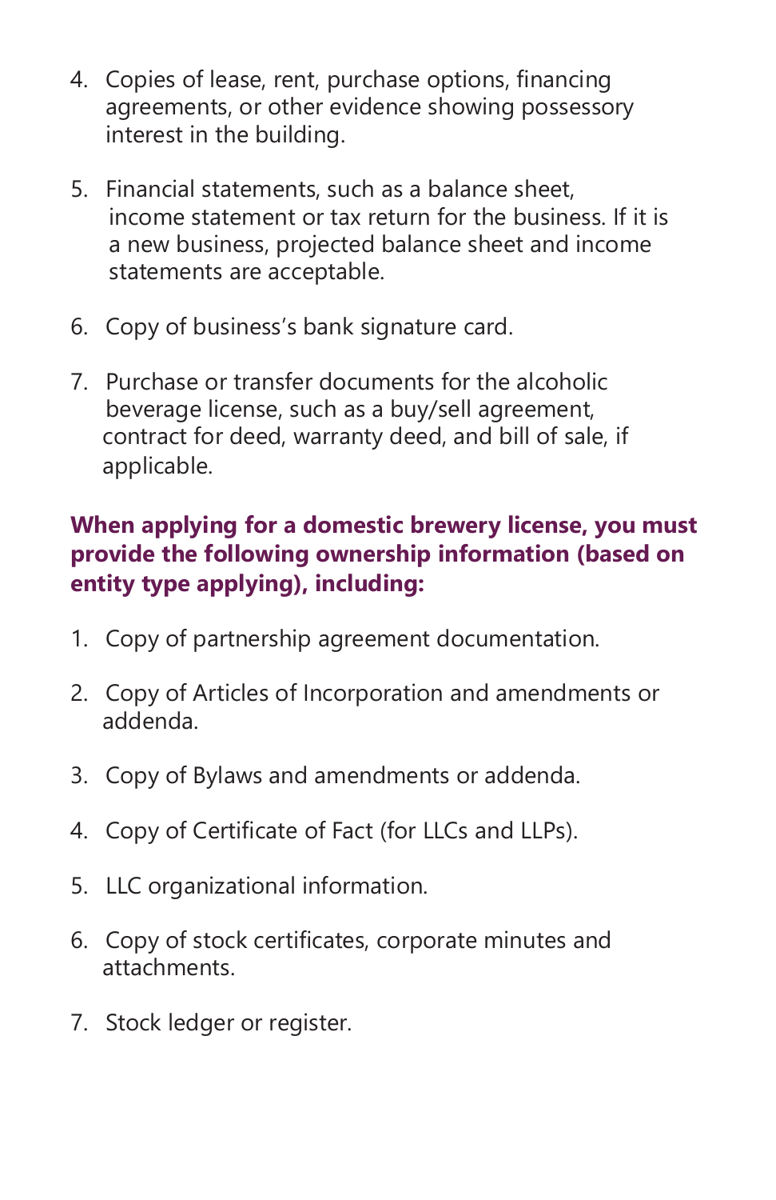4. Copies of lease, rent, purchase options, financing agreements, or other evidence showing possessory interest in the building.

5. Financial statements, such as a balance sheet, income statement or tax return for the business. If it is a new business, projected balance sheet and income statements are acceptable.

6. Copy of business's bank signature card.

7. Purchase or transfer documents for the alcoholic beverage license, such as a buy/sell agreement, contract for deed, warranty deed, and bill of sale, if applicable.

**When applying for a domestic brewery license, you must provide the following ownership information (based on entity type applying), including:**

1. Copy of partnership agreement documentation.

2. Copy of Articles of Incorporation and amendments or addenda.

3. Copy of Bylaws and amendments or addenda.

4. Copy of Certificate of Fact (for LLCs and LLPs).

5. LLC organizational information.

6. Copy of stock certificates, corporate minutes and attachments.

7. Stock ledger or register.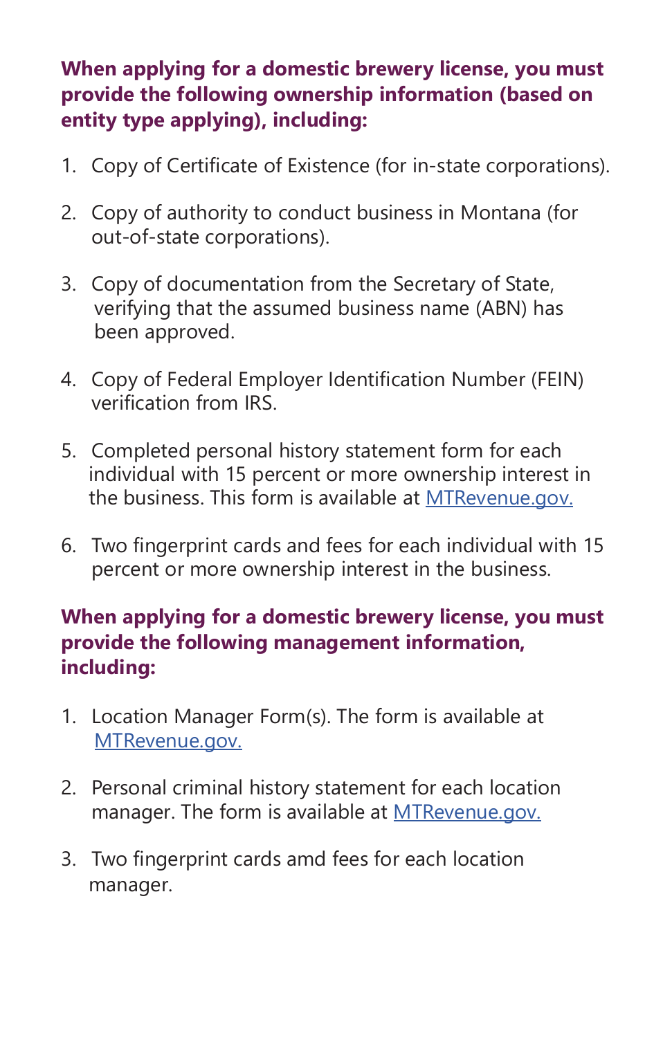**When applying for a domestic brewery license, you must provide the following ownership information (based on entity type applying), including:**

1. Copy of Certificate of Existence (for in-state corporations).
2. Copy of authority to conduct business in Montana (for out-of-state corporations).
3. Copy of documentation from the Secretary of State, verifying that the assumed business name (ABN) has been approved.
4. Copy of Federal Employer Identification Number (FEIN) verification from IRS.
5. Completed personal history statement form for each individual with 15 percent or more ownership interest in the business. This form is available at [MTRevenue.gov.](MTRevenue.gov)
6. Two fingerprint cards and fees for each individual with 15 percent or more ownership interest in the business.

**When applying for a domestic brewery license, you must provide the following management information, including:**

1. Location Manager Form(s). The form is available at [MTRevenue.gov.](MTRevenue.gov)
2. Personal criminal history statement for each location manager. The form is available at [MTRevenue.gov.](MTRevenue.gov)
3. Two fingerprint cards amd fees for each location manager.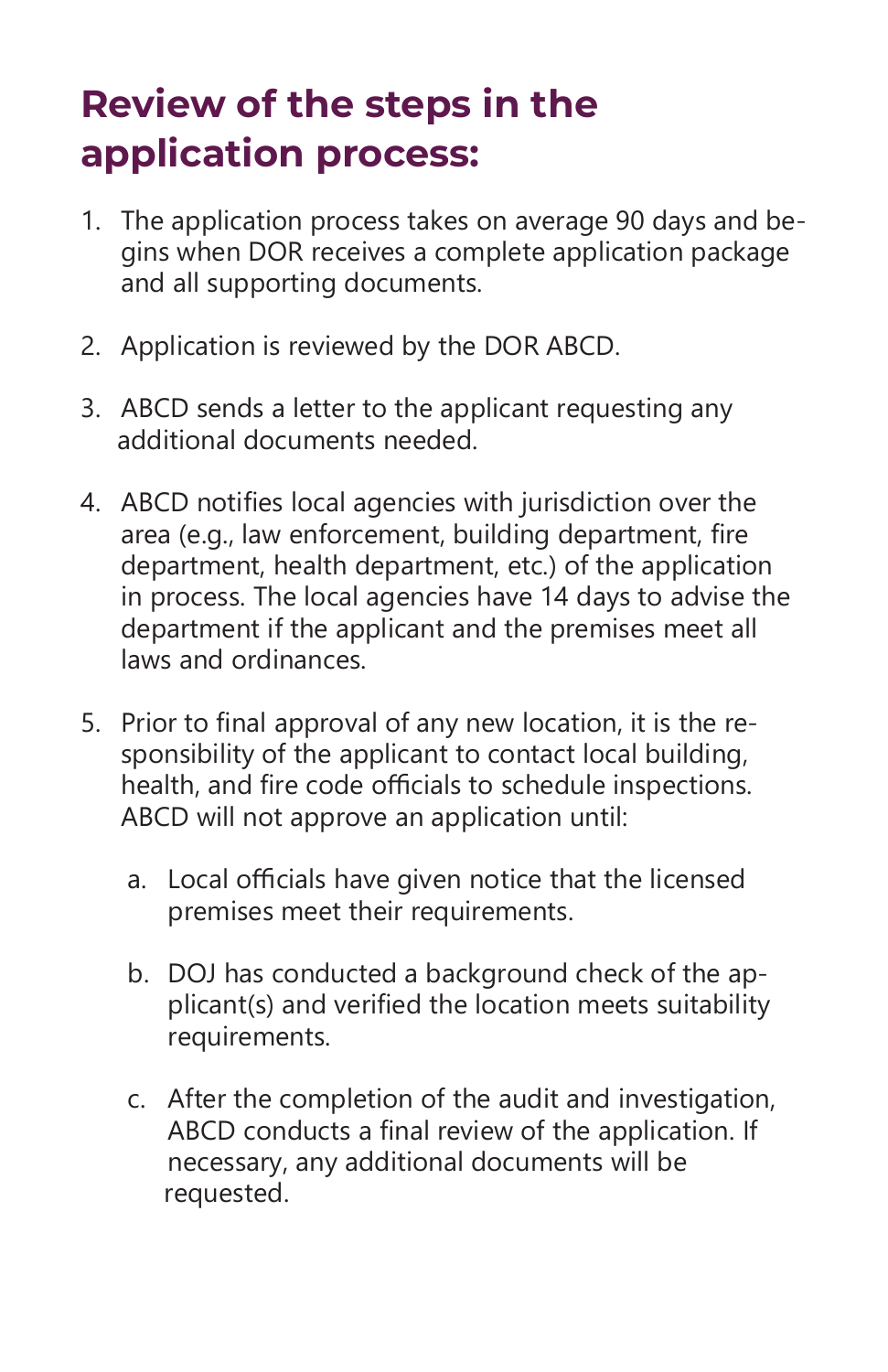# Review of the steps in the application process:

1. The application process takes on average 90 days and begins when DOR receives a complete application package and all supporting documents.

2. Application is reviewed by the DOR ABCD.

3. ABCD sends a letter to the applicant requesting any additional documents needed.

4. ABCD notifies local agencies with jurisdiction over the area (e.g., law enforcement, building department, fire department, health department, etc.) of the application in process. The local agencies have 14 days to advise the department if the applicant and the premises meet all laws and ordinances.

5. Prior to final approval of any new location, it is the responsibility of the applicant to contact local building, health, and fire code officials to schedule inspections. ABCD will not approve an application until:

    a. Local officials have given notice that the licensed premises meet their requirements.

    b. DOJ has conducted a background check of the applicant(s) and verified the location meets suitability requirements.

    c. After the completion of the audit and investigation, ABCD conducts a final review of the application. If necessary, any additional documents will be requested.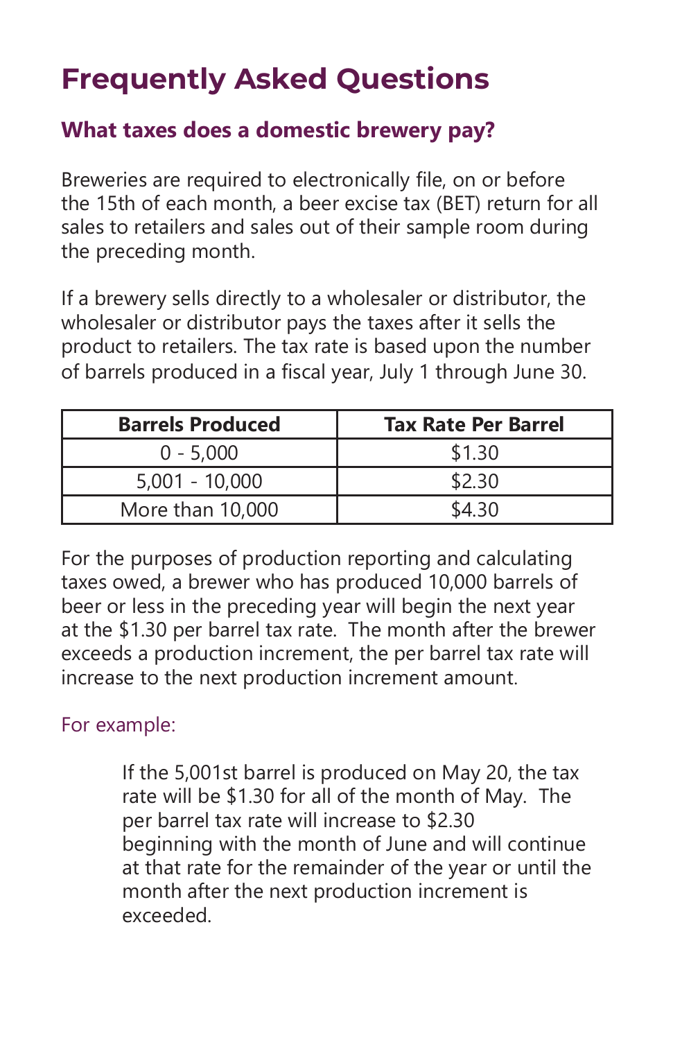# Frequently Asked Questions

## What taxes does a domestic brewery pay?

Breweries are required to electronically file, on or before the 15th of each month, a beer excise tax (BET) return for all sales to retailers and sales out of their sample room during the preceding month.

If a brewery sells directly to a wholesaler or distributor, the wholesaler or distributor pays the taxes after it sells the product to retailers. The tax rate is based upon the number of barrels produced in a fiscal year, July 1 through June 30.

| Barrels Produced | Tax Rate Per Barrel |
| --- | --- |
| 0 - 5,000 | $1.30 |
| 5,001 - 10,000 | $2.30 |
| More than 10,000 | $4.30 |

For the purposes of production reporting and calculating taxes owed, a brewer who has produced 10,000 barrels of beer or less in the preceding year will begin the next year at the $1.30 per barrel tax rate. The month after the brewer exceeds a production increment, the per barrel tax rate will increase to the next production increment amount.

For example:

> If the 5,001st barrel is produced on May 20, the tax rate will be $1.30 for all of the month of May. The per barrel tax rate will increase to $2.30 beginning with the month of June and will continue at that rate for the remainder of the year or until the month after the next production increment is exceeded.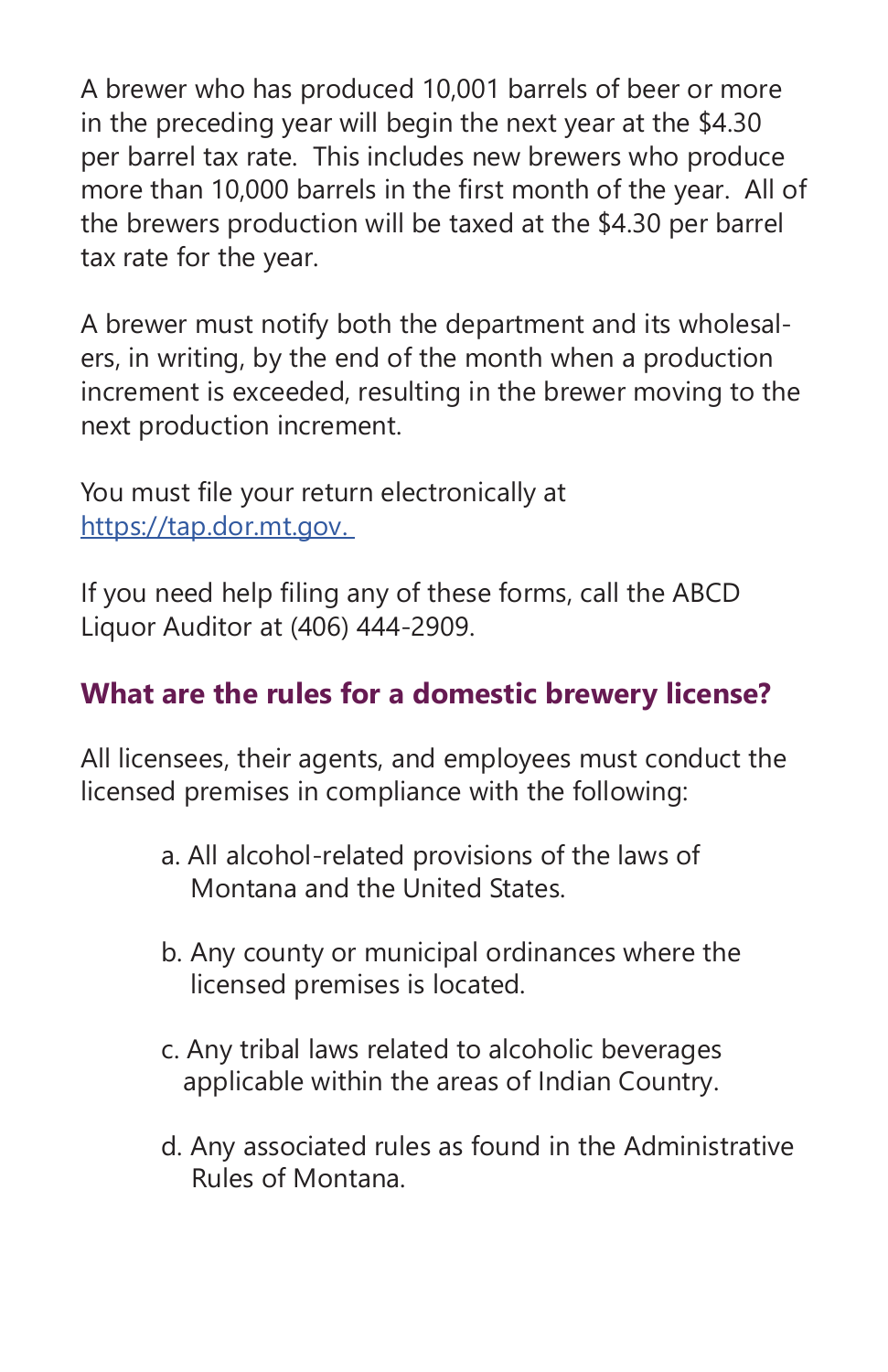A brewer who has produced 10,001 barrels of beer or more in the preceding year will begin the next year at the $4.30 per barrel tax rate. This includes new brewers who produce more than 10,000 barrels in the first month of the year. All of the brewers production will be taxed at the $4.30 per barrel tax rate for the year.

A brewer must notify both the department and its wholesalers, in writing, by the end of the month when a production increment is exceeded, resulting in the brewer moving to the next production increment.

You must file your return electronically at [https://tap.dor.mt.gov.](https://tap.dor.mt.gov)

If you need help filing any of these forms, call the ABCD Liquor Auditor at (406) 444-2909.

## What are the rules for a domestic brewery license?

All licensees, their agents, and employees must conduct the licensed premises in compliance with the following:

a. All alcohol-related provisions of the laws of Montana and the United States.

b. Any county or municipal ordinances where the licensed premises is located.

c. Any tribal laws related to alcoholic beverages applicable within the areas of Indian Country.

d. Any associated rules as found in the Administrative Rules of Montana.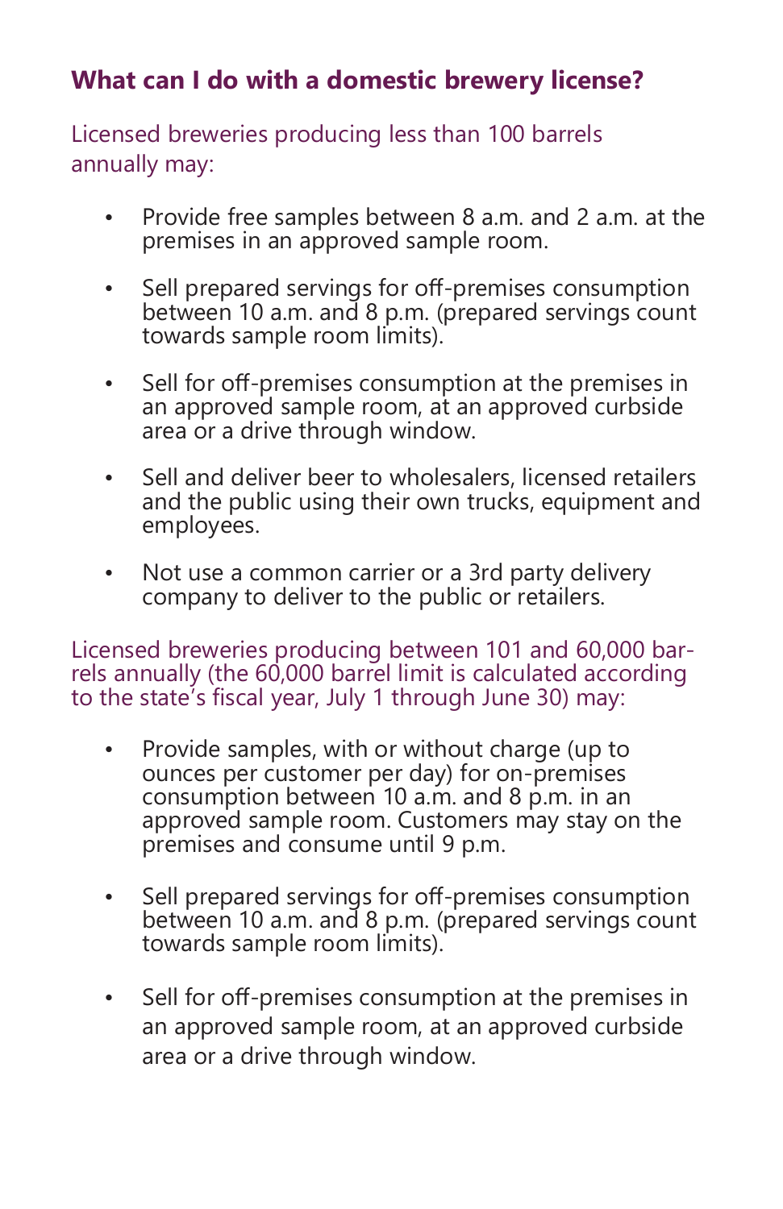## What can I do with a domestic brewery license?

Licensed breweries producing less than 100 barrels annually may:

- Provide free samples between 8 a.m. and 2 a.m. at the premises in an approved sample room.
- Sell prepared servings for off-premises consumption between 10 a.m. and 8 p.m. (prepared servings count towards sample room limits).
- Sell for off-premises consumption at the premises in an approved sample room, at an approved curbside area or a drive through window.
- Sell and deliver beer to wholesalers, licensed retailers and the public using their own trucks, equipment and employees.
- Not use a common carrier or a 3rd party delivery company to deliver to the public or retailers.

Licensed breweries producing between 101 and 60,000 barrels annually (the 60,000 barrel limit is calculated according to the state's fiscal year, July 1 through June 30) may:

- Provide samples, with or without charge (up to ounces per customer per day) for on-premises consumption between 10 a.m. and 8 p.m. in an approved sample room. Customers may stay on the premises and consume until 9 p.m.
- Sell prepared servings for off-premises consumption between 10 a.m. and 8 p.m. (prepared servings count towards sample room limits).
- Sell for off-premises consumption at the premises in an approved sample room, at an approved curbside area or a drive through window.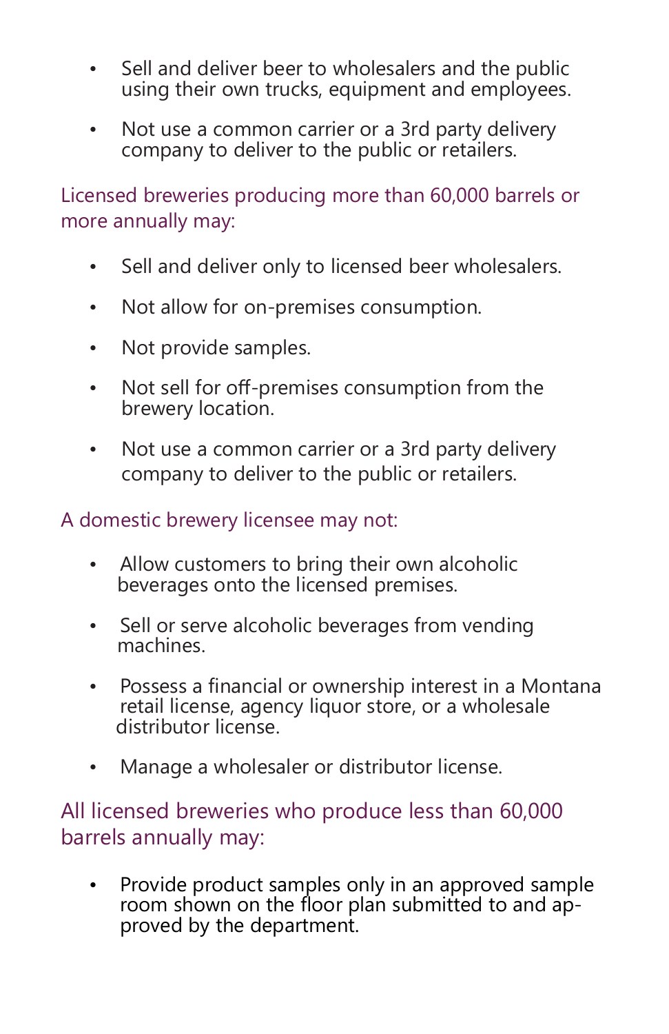- Sell and deliver beer to wholesalers and the public using their own trucks, equipment and employees.
- Not use a common carrier or a 3rd party delivery company to deliver to the public or retailers.

Licensed breweries producing more than 60,000 barrels or more annually may:

- Sell and deliver only to licensed beer wholesalers.
- Not allow for on-premises consumption.
- Not provide samples.
- Not sell for off-premises consumption from the brewery location.
- Not use a common carrier or a 3rd party delivery company to deliver to the public or retailers.

A domestic brewery licensee may not:

- Allow customers to bring their own alcoholic beverages onto the licensed premises.
- Sell or serve alcoholic beverages from vending machines.
- Possess a financial or ownership interest in a Montana retail license, agency liquor store, or a wholesale distributor license.
- Manage a wholesaler or distributor license.

All licensed breweries who produce less than 60,000 barrels annually may:

- Provide product samples only in an approved sample room shown on the floor plan submitted to and approved by the department.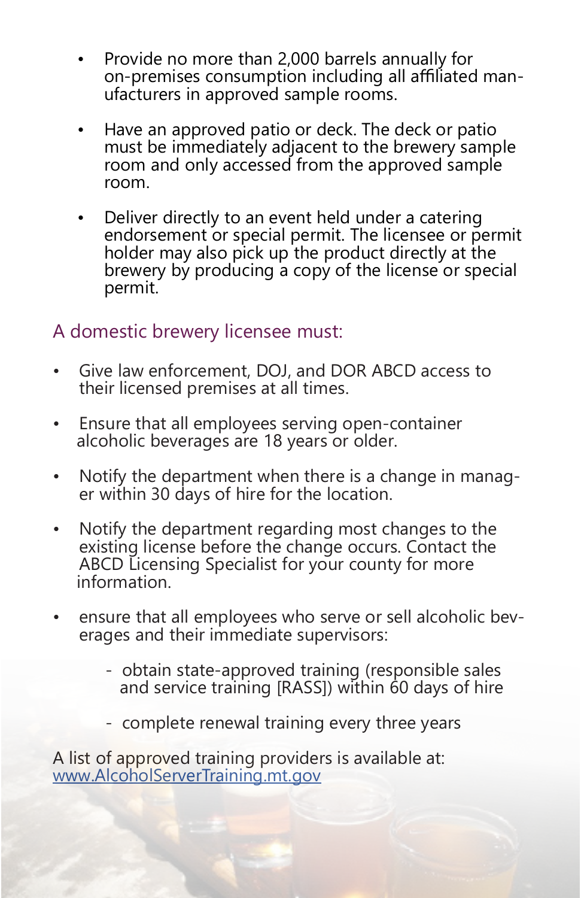- Provide no more than 2,000 barrels annually for on-premises consumption including all affiliated manufacturers in approved sample rooms.
- Have an approved patio or deck. The deck or patio must be immediately adjacent to the brewery sample room and only accessed from the approved sample room.
- Deliver directly to an event held under a catering endorsement or special permit. The licensee or permit holder may also pick up the product directly at the brewery by producing a copy of the license or special permit.

## A domestic brewery licensee must:

- Give law enforcement, DOJ, and DOR ABCD access to their licensed premises at all times.
- Ensure that all employees serving open-container alcoholic beverages are 18 years or older.
- Notify the department when there is a change in manager within 30 days of hire for the location.
- Notify the department regarding most changes to the existing license before the change occurs. Contact the ABCD Licensing Specialist for your county for more information.
- ensure that all employees who serve or sell alcoholic beverages and their immediate supervisors:
    - obtain state-approved training (responsible sales and service training [RASS]) within 60 days of hire
    - complete renewal training every three years

A list of approved training providers is available at: [www.AlcoholServerTraining.mt.gov](http://www.AlcoholServerTraining.mt.gov)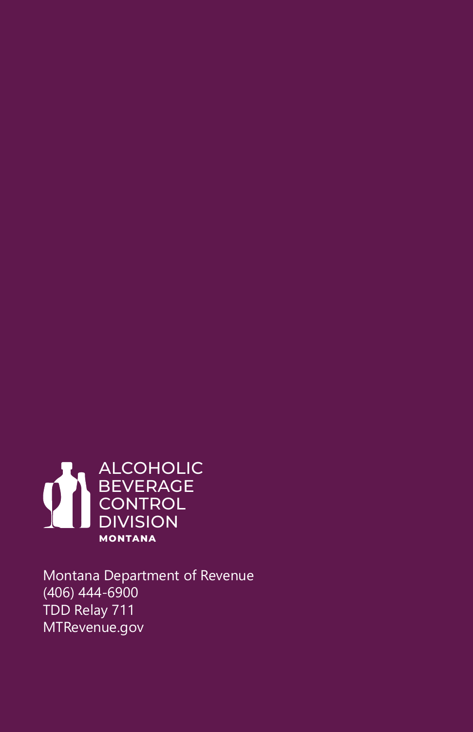ALCOHOLIC
BEVERAGE
CONTROL
DIVISION
**MONTANA**

Montana Department of Revenue
(406) 444-6900
TDD Relay 711
MTRevenue.gov